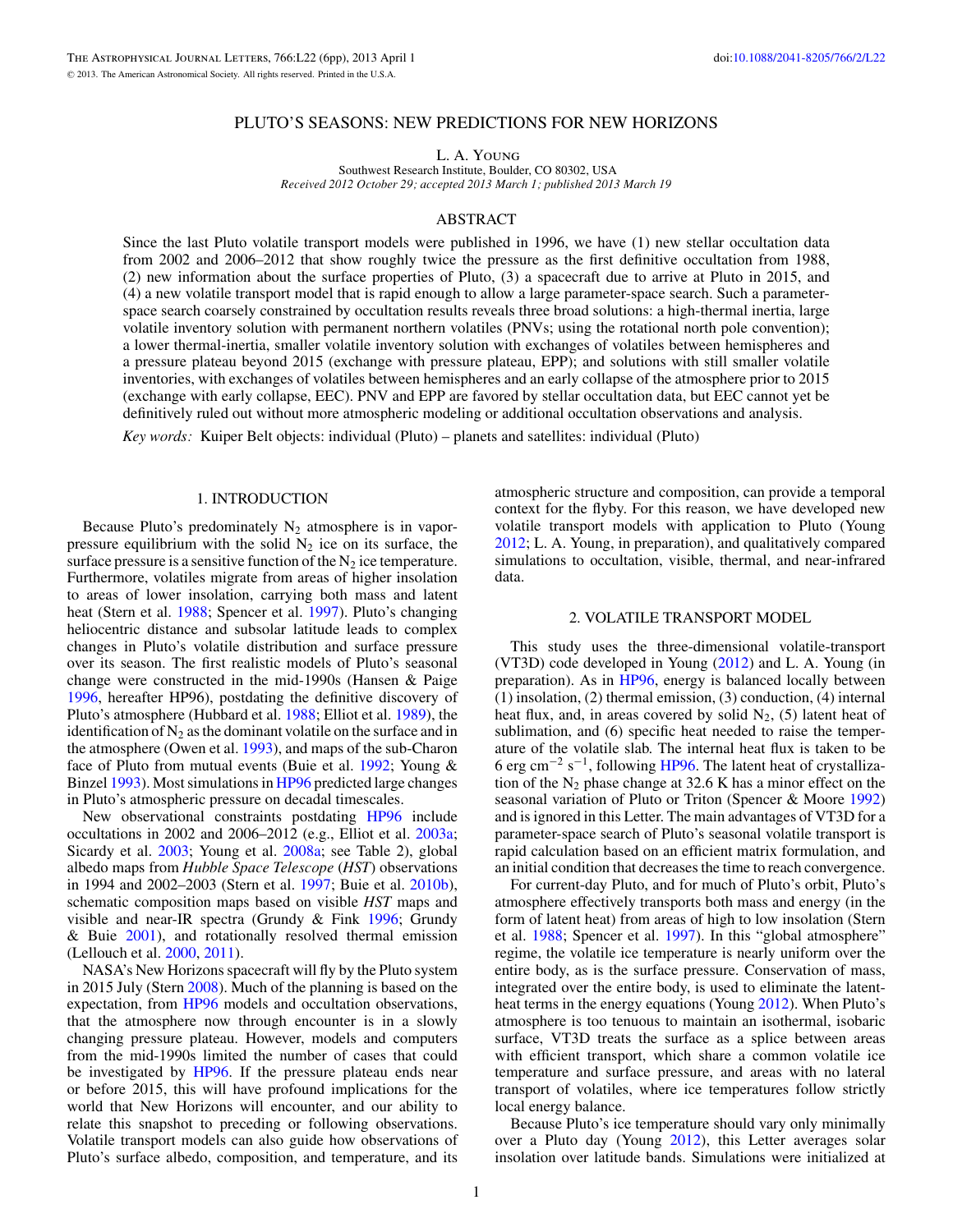# PLUTO'S SEASONS: NEW PREDICTIONS FOR NEW HORIZONS

L. A. Young

Southwest Research Institute, Boulder, CO 80302, USA

*Received 2012 October 29; accepted 2013 March 1; published 2013 March 19*

## ABSTRACT

Since the last Pluto volatile transport models were published in 1996, we have (1) new stellar occultation data from 2002 and 2006–2012 that show roughly twice the pressure as the first definitive occultation from 1988, (2) new information about the surface properties of Pluto, (3) a spacecraft due to arrive at Pluto in 2015, and (4) a new volatile transport model that is rapid enough to allow a large parameter-space search. Such a parameter-space search coarsely constrained by occultation results reveals three broad solutions: a high-thermal inertia, large volatile inventory solution with permanent northern volatiles (PNVs; using the rotational north pole convention); a lower thermal-inertia, smaller volatile inventory solution with exchanges of volatiles between hemispheres and a pressure plateau beyond 2015 (exchange with pressure plateau, EPP); and solutions with still smaller volatile inventories, with exchanges of volatiles between hemispheres and an early collapse of the atmosphere prior to 2015 (exchange with early collapse, EEC). PNV and EPP are favored by stellar occultation data, but EEC cannot yet be definitively ruled out without more atmospheric modeling or additional occultation observations and analysis.

*Key words:* Kuiper Belt objects: individual (Pluto) – planets and satellites: individual (Pluto)

## 1. INTRODUCTION

Because Pluto's predominately $N_2$ atmosphere is in vapor-pressure equilibrium with the solid $N_2$ ice on its surface, the surface pressure is a sensitive function of the $N_2$ ice temperature. Furthermore, volatiles migrate from areas of higher insolation to areas of lower insolation, carrying both mass and latent heat (Stern et al. 1988; Spencer et al. 1997). Pluto's changing heliocentric distance and subsolar latitude leads to complex changes in Pluto's volatile distribution and surface pressure over its season. The first realistic models of Pluto's seasonal change were constructed in the mid-1990s (Hansen & Paige 1996, hereafter HP96), postdating the definitive discovery of Pluto's atmosphere (Hubbard et al. 1988; Elliot et al. 1989), the identification of $N_2$ as the dominant volatile on the surface and in the atmosphere (Owen et al. 1993), and maps of the sub-Charon face of Pluto from mutual events (Buie et al. 1992; Young & Binzel 1993). Most simulations in HP96 predicted large changes in Pluto's atmospheric pressure on decadal timescales.

New observational constraints postdating HP96 include occultations in 2002 and 2006–2012 (e.g., Elliot et al. 2003a; Sicardy et al. 2003; Young et al. 2008a; see Table 2), global albedo maps from *Hubble Space Telescope* (*HST*) observations in 1994 and 2002–2003 (Stern et al. 1997; Buie et al. 2010b), schematic composition maps based on visible *HST* maps and visible and near-IR spectra (Grundy & Fink 1996; Grundy & Buie 2001), and rotationally resolved thermal emission (Lellouch et al. 2000, 2011).

NASA's New Horizons spacecraft will fly by the Pluto system in 2015 July (Stern 2008). Much of the planning is based on the expectation, from HP96 models and occultation observations, that the atmosphere now through encounter is in a slowly changing pressure plateau. However, models and computers from the mid-1990s limited the number of cases that could be investigated by HP96. If the pressure plateau ends near or before 2015, this will have profound implications for the world that New Horizons will encounter, and our ability to relate this snapshot to preceding or following observations. Volatile transport models can also guide how observations of Pluto's surface albedo, composition, and temperature, and its atmospheric structure and composition, can provide a temporal context for the flyby. For this reason, we have developed new volatile transport models with application to Pluto (Young 2012; L. A. Young, in preparation), and qualitatively compared simulations to occultation, visible, thermal, and near-infrared data.

## 2. VOLATILE TRANSPORT MODEL

This study uses the three-dimensional volatile-transport (VT3D) code developed in Young (2012) and L. A. Young (in preparation). As in HP96, energy is balanced locally between (1) insolation, (2) thermal emission, (3) conduction, (4) internal heat flux, and, in areas covered by solid $N_2$, (5) latent heat of sublimation, and (6) specific heat needed to raise the temperature of the volatile slab. The internal heat flux is taken to be 6 erg $cm^{-2}$ $s^{-1}$, following HP96. The latent heat of crystallization of the $N_2$ phase change at 32.6 K has a minor effect on the seasonal variation of Pluto or Triton (Spencer & Moore 1992) and is ignored in this Letter. The main advantages of VT3D for a parameter-space search of Pluto's seasonal volatile transport is rapid calculation based on an efficient matrix formulation, and an initial condition that decreases the time to reach convergence.

For current-day Pluto, and for much of Pluto's orbit, Pluto's atmosphere effectively transports both mass and energy (in the form of latent heat) from areas of high to low insolation (Stern et al. 1988; Spencer et al. 1997). In this "global atmosphere" regime, the volatile ice temperature is nearly uniform over the entire body, as is the surface pressure. Conservation of mass, integrated over the entire body, is used to eliminate the latent-heat terms in the energy equations (Young 2012). When Pluto's atmosphere is too tenuous to maintain an isothermal, isobaric surface, VT3D treats the surface as a splice between areas with efficient transport, which share a common volatile ice temperature and surface pressure, and areas with no lateral transport of volatiles, where ice temperatures follow strictly local energy balance.

Because Pluto's ice temperature should vary only minimally over a Pluto day (Young 2012), this Letter averages solar insolation over latitude bands. Simulations were initialized at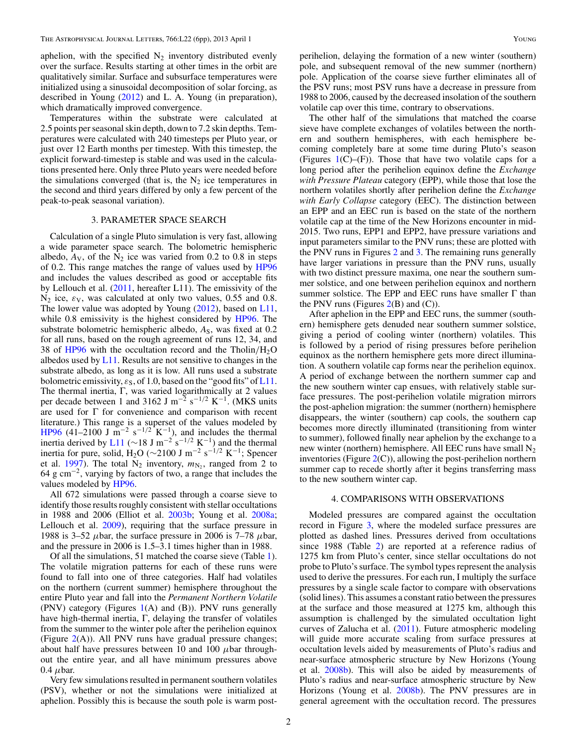aphelion, with the specified $N_2$ inventory distributed evenly over the surface. Results starting at other times in the orbit are qualitatively similar. Surface and subsurface temperatures were initialized using a sinusoidal decomposition of solar forcing, as described in Young (2012) and L. A. Young (in preparation), which dramatically improved convergence.

Temperatures within the substrate were calculated at 2.5 points per seasonal skin depth, down to 7.2 skin depths. Temperatures were calculated with 240 timesteps per Pluto year, or just over 12 Earth months per timestep. With this timestep, the explicit forward-timestep is stable and was used in the calculations presented here. Only three Pluto years were needed before the simulations converged (that is, the $N_2$ ice temperatures in the second and third years differed by only a few percent of the peak-to-peak seasonal variation).

## 3. PARAMETER SPACE SEARCH

Calculation of a single Pluto simulation is very fast, allowing a wide parameter space search. The bolometric hemispheric albedo, $A_V$, of the $N_2$ ice was varied from 0.2 to 0.8 in steps of 0.2. This range matches the range of values used by HP96 and includes the values described as good or acceptable fits by Lellouch et al. (2011, hereafter L11). The emissivity of the $N_2$ ice, $\varepsilon_V$, was calculated at only two values, 0.55 and 0.8. The lower value was adopted by Young (2012), based on L11, while 0.8 emissivity is the highest considered by HP96. The substrate bolometric hemispheric albedo, $A_S$, was fixed at 0.2 for all runs, based on the rough agreement of runs 12, 34, and 38 of HP96 with the occultation record and the Tholin/$H_2O$ albedos used by L11. Results are not sensitive to changes in the substrate albedo, as long as it is low. All runs used a substrate bolometric emissivity, $\varepsilon_S$, of 1.0, based on the "good fits" of L11. The thermal inertia, $\Gamma$, was varied logarithmically at 2 values per decade between 1 and 3162 J m$^{-2}$ s$^{-1/2}$ K$^{-1}$. (MKS units are used for $\Gamma$ for convenience and comparison with recent literature.) This range is a superset of the values modeled by HP96 (41–2100 J m$^{-2}$ s$^{-1/2}$ K$^{-1}$), and includes the thermal inertia derived by L11 (~18 J m$^{-2}$ s$^{-1/2}$ K$^{-1}$) and the thermal inertia for pure, solid, $H_2O$ (~2100 J m$^{-2}$ s$^{-1/2}$ K$^{-1}$; Spencer et al. 1997). The total $N_2$ inventory, $m_{N_2}$, ranged from 2 to 64 g cm$^{-2}$, varying by factors of two, a range that includes the values modeled by HP96.

All 672 simulations were passed through a coarse sieve to identify those results roughly consistent with stellar occultations in 1988 and 2006 (Elliot et al. 2003b; Young et al. 2008a; Lellouch et al. 2009), requiring that the surface pressure in 1988 is 3–52 $\mu$bar, the surface pressure in 2006 is 7–78 $\mu$bar, and the pressure in 2006 is 1.5–3.1 times higher than in 1988.

Of all the simulations, 51 matched the coarse sieve (Table 1). The volatile migration patterns for each of these runs were found to fall into one of three categories. Half had volatiles on the northern (current summer) hemisphere throughout the entire Pluto year and fall into the *Permanent Northern Volatile* (PNV) category (Figures 1(A) and (B)). PNV runs generally have high-thermal inertia, $\Gamma$, delaying the transfer of volatiles from the summer to the winter pole after the perihelion equinox (Figure 2(A)). All PNV runs have gradual pressure changes; about half have pressures between 10 and 100 $\mu$bar throughout the entire year, and all have minimum pressures above 0.4 $\mu$bar.

Very few simulations resulted in permanent southern volatiles (PSV), whether or not the simulations were initialized at aphelion. Possibly this is because the south pole is warm post-perihelion, delaying the formation of a new winter (southern) pole, and subsequent removal of the new summer (northern) pole. Application of the coarse sieve further eliminates all of the PSV runs; most PSV runs have a decrease in pressure from 1988 to 2006, caused by the decreased insolation of the southern volatile cap over this time, contrary to observations.

The other half of the simulations that matched the coarse sieve have complete exchanges of volatiles between the northern and southern hemispheres, with each hemisphere becoming completely bare at some time during Pluto's season (Figures 1(C)–(F)). Those that have two volatile caps for a long period after the perihelion equinox define the *Exchange with Pressure Plateau* category (EPP), while those that lose the northern volatiles shortly after perihelion define the *Exchange with Early Collapse* category (EEC). The distinction between an EPP and an EEC run is based on the state of the northern volatile cap at the time of the New Horizons encounter in mid-2015. Two runs, EPP1 and EPP2, have pressure variations and input parameters similar to the PNV runs; these are plotted with the PNV runs in Figures 2 and 3. The remaining runs generally have larger variations in pressure than the PNV runs, usually with two distinct pressure maxima, one near the southern summer solstice, and one between perihelion equinox and northern summer solstice. The EPP and EEC runs have smaller $\Gamma$ than the PNV runs (Figures 2(B) and (C)).

After aphelion in the EPP and EEC runs, the summer (southern) hemisphere gets denuded near southern summer solstice, giving a period of cooling winter (northern) volatiles. This is followed by a period of rising pressures before perihelion equinox as the northern hemisphere gets more direct illumination. A southern volatile cap forms near the perihelion equinox. A period of exchange between the northern summer cap and the new southern winter cap ensues, with relatively stable surface pressures. The post-perihelion volatile migration mirrors the post-aphelion migration: the summer (northern) hemisphere disappears, the winter (southern) cap cools, the southern cap becomes more directly illuminated (transitioning from winter to summer), followed finally near aphelion by the exchange to a new winter (northern) hemisphere. All EEC runs have small $N_2$ inventories (Figure 2(C)), allowing the post-perihelion northern summer cap to recede shortly after it begins transferring mass to the new southern winter cap.

## 4. COMPARISONS WITH OBSERVATIONS

Modeled pressures are compared against the occultation record in Figure 3, where the modeled surface pressures are plotted as dashed lines. Pressures derived from occultations since 1988 (Table 2) are reported at a reference radius of 1275 km from Pluto's center, since stellar occultations do not probe to Pluto's surface. The symbol types represent the analysis used to derive the pressures. For each run, I multiply the surface pressures by a single scale factor to compare with observations (solid lines). This assumes a constant ratio between the pressures at the surface and those measured at 1275 km, although this assumption is challenged by the simulated occultation light curves of Zalucha et al. (2011). Future atmospheric modeling will guide more accurate scaling from surface pressures at occultation levels aided by measurements of Pluto's radius and near-surface atmospheric structure by New Horizons (Young et al. 2008b). This will also be aided by measurements of Pluto's radius and near-surface atmospheric structure by New Horizons (Young et al. 2008b). The PNV pressures are in general agreement with the occultation record. The pressures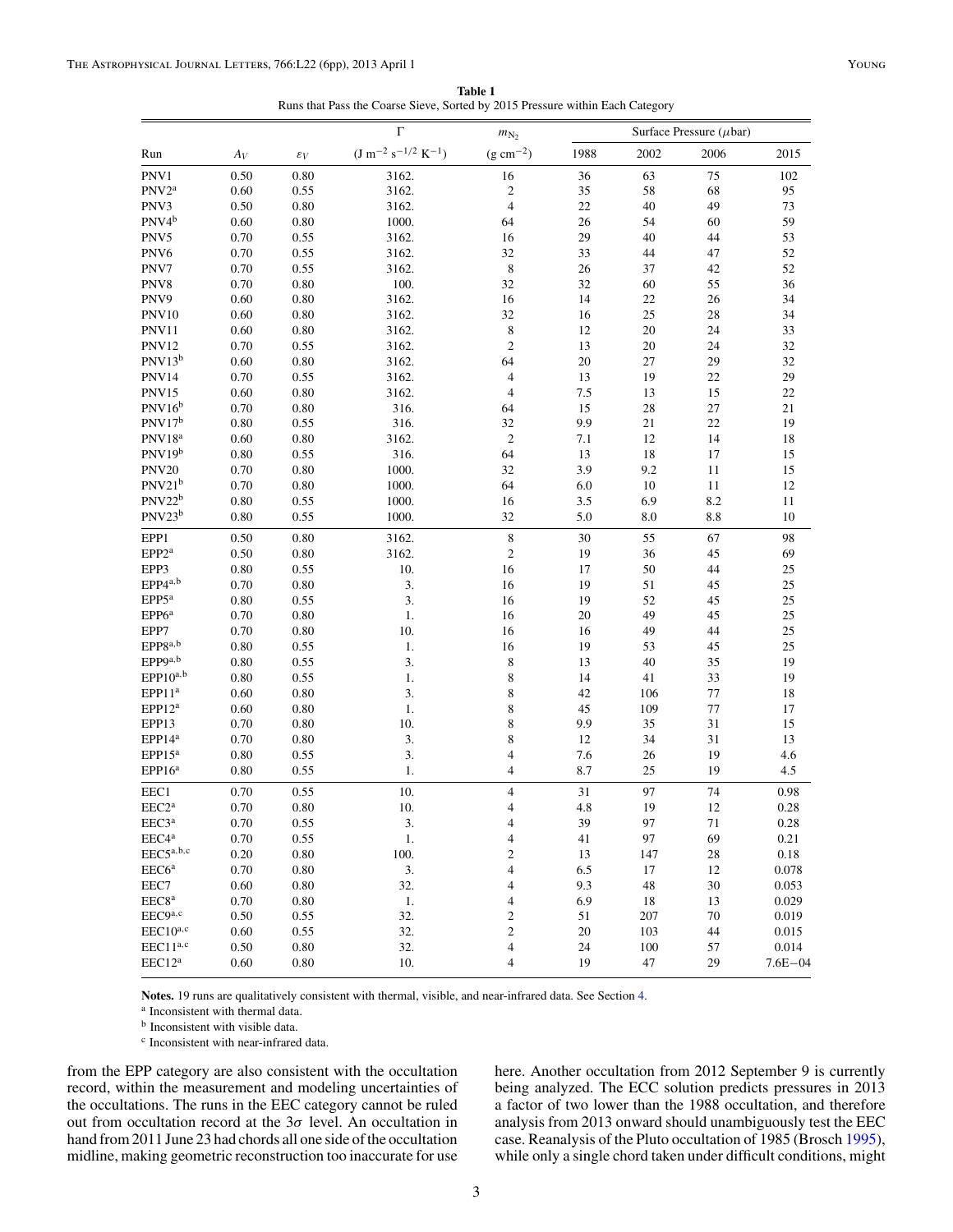**Table 1**
Runs that Pass the Coarse Sieve, Sorted by 2015 Pressure within Each Category

| Run | $A_V$ | $\varepsilon_V$ | $\Gamma$ ($\mathrm{J\ m^{-2}\ s^{-1/2}\ K^{-1}}$) | $m_{N_2}$ ($\mathrm{g\ cm^{-2}}$) | Surface Pressure ($\mu$bar) 1988 | 2002 | 2006 | 2015 |
|---|---|---|---|---|---|---|---|---|
| PNV1 | 0.50 | 0.80 | 3162. | 16 | 36 | 63 | 75 | 102 |
| PNV2[a] | 0.60 | 0.55 | 3162. | 2 | 35 | 58 | 68 | 95 |
| PNV3 | 0.50 | 0.80 | 3162. | 4 | 22 | 40 | 49 | 73 |
| PNV4[b] | 0.60 | 0.80 | 1000. | 64 | 26 | 54 | 60 | 59 |
| PNV5 | 0.70 | 0.55 | 3162. | 16 | 29 | 40 | 44 | 53 |
| PNV6 | 0.70 | 0.55 | 3162. | 32 | 33 | 44 | 47 | 52 |
| PNV7 | 0.70 | 0.55 | 3162. | 8 | 26 | 37 | 42 | 52 |
| PNV8 | 0.70 | 0.80 | 100. | 32 | 32 | 60 | 55 | 36 |
| PNV9 | 0.60 | 0.80 | 3162. | 16 | 14 | 22 | 26 | 34 |
| PNV10 | 0.60 | 0.80 | 3162. | 32 | 16 | 25 | 28 | 34 |
| PNV11 | 0.60 | 0.80 | 3162. | 8 | 12 | 20 | 24 | 33 |
| PNV12 | 0.70 | 0.55 | 3162. | 2 | 13 | 20 | 24 | 32 |
| PNV13[b] | 0.60 | 0.80 | 3162. | 64 | 20 | 27 | 29 | 32 |
| PNV14 | 0.70 | 0.55 | 3162. | 4 | 13 | 19 | 22 | 29 |
| PNV15 | 0.60 | 0.80 | 3162. | 4 | 7.5 | 13 | 15 | 22 |
| PNV16[b] | 0.70 | 0.80 | 316. | 64 | 15 | 28 | 27 | 21 |
| PNV17[b] | 0.80 | 0.55 | 316. | 32 | 9.9 | 21 | 22 | 19 |
| PNV18[a] | 0.60 | 0.80 | 3162. | 2 | 7.1 | 12 | 14 | 18 |
| PNV19[b] | 0.80 | 0.55 | 316. | 64 | 13 | 18 | 17 | 15 |
| PNV20 | 0.70 | 0.80 | 1000. | 32 | 3.9 | 9.2 | 11 | 15 |
| PNV21[b] | 0.70 | 0.80 | 1000. | 64 | 6.0 | 10 | 11 | 12 |
| PNV22[b] | 0.80 | 0.55 | 1000. | 16 | 3.5 | 6.9 | 8.2 | 11 |
| PNV23[b] | 0.80 | 0.55 | 1000. | 32 | 5.0 | 8.0 | 8.8 | 10 |
| EPP1 | 0.50 | 0.80 | 3162. | 8 | 30 | 55 | 67 | 98 |
| EPP2[a] | 0.50 | 0.80 | 3162. | 2 | 19 | 36 | 45 | 69 |
| EPP3 | 0.80 | 0.55 | 10. | 16 | 17 | 50 | 44 | 25 |
| EPP4[a,b] | 0.70 | 0.80 | 3. | 16 | 19 | 51 | 45 | 25 |
| EPP5[a] | 0.80 | 0.55 | 3. | 16 | 19 | 52 | 45 | 25 |
| EPP6[a] | 0.70 | 0.80 | 1. | 16 | 20 | 49 | 45 | 25 |
| EPP7 | 0.70 | 0.80 | 10. | 16 | 16 | 49 | 44 | 25 |
| EPP8[a,b] | 0.80 | 0.55 | 1. | 16 | 19 | 53 | 45 | 25 |
| EPP9[a,b] | 0.80 | 0.55 | 3. | 8 | 13 | 40 | 35 | 19 |
| EPP10[a,b] | 0.80 | 0.55 | 1. | 8 | 14 | 41 | 33 | 19 |
| EPP11[a] | 0.60 | 0.80 | 3. | 8 | 42 | 106 | 77 | 18 |
| EPP12[a] | 0.60 | 0.80 | 1. | 8 | 45 | 109 | 77 | 17 |
| EPP13 | 0.70 | 0.80 | 10. | 8 | 9.9 | 35 | 31 | 15 |
| EPP14[a] | 0.70 | 0.80 | 3. | 8 | 12 | 34 | 31 | 13 |
| EPP15[a] | 0.80 | 0.55 | 3. | 4 | 7.6 | 26 | 19 | 4.6 |
| EPP16[a] | 0.80 | 0.55 | 1. | 4 | 8.7 | 25 | 19 | 4.5 |
| EEC1 | 0.70 | 0.55 | 10. | 4 | 31 | 97 | 74 | 0.98 |
| EEC2[a] | 0.70 | 0.80 | 10. | 4 | 4.8 | 19 | 12 | 0.28 |
| EEC3[a] | 0.70 | 0.55 | 3. | 4 | 39 | 97 | 71 | 0.28 |
| EEC4[a] | 0.70 | 0.55 | 1. | 4 | 41 | 97 | 69 | 0.21 |
| EEC5[a,b,c] | 0.20 | 0.80 | 100. | 2 | 13 | 147 | 28 | 0.18 |
| EEC6[a] | 0.70 | 0.80 | 3. | 4 | 6.5 | 17 | 12 | 0.078 |
| EEC7 | 0.60 | 0.80 | 32. | 4 | 9.3 | 48 | 30 | 0.053 |
| EEC8[a] | 0.70 | 0.80 | 1. | 4 | 6.9 | 18 | 13 | 0.029 |
| EEC9[a,c] | 0.50 | 0.55 | 32. | 2 | 51 | 207 | 70 | 0.019 |
| EEC10[a,c] | 0.60 | 0.55 | 32. | 2 | 20 | 103 | 44 | 0.015 |
| EEC11[a,c] | 0.50 | 0.80 | 32. | 4 | 24 | 100 | 57 | 0.014 |
| EEC12[a] | 0.60 | 0.80 | 10. | 4 | 19 | 47 | 29 | 7.6E−04 |

**Notes.** 19 runs are qualitatively consistent with thermal, visible, and near-infrared data. See Section 4.

[a] Inconsistent with thermal data.

[b] Inconsistent with visible data.

[c] Inconsistent with near-infrared data.

from the EPP category are also consistent with the occultation record, within the measurement and modeling uncertainties of the occultations. The runs in the EEC category cannot be ruled out from occultation record at the $3\sigma$ level. An occultation in hand from 2011 June 23 had chords all one side of the occultation midline, making geometric reconstruction too inaccurate for use here. Another occultation from 2012 September 9 is currently being analyzed. The ECC solution predicts pressures in 2013 a factor of two lower than the 1988 occultation, and therefore analysis from 2013 onward should unambiguously test the EEC case. Reanalysis of the Pluto occultation of 1985 (Brosch 1995), while only a single chord taken under difficult conditions, might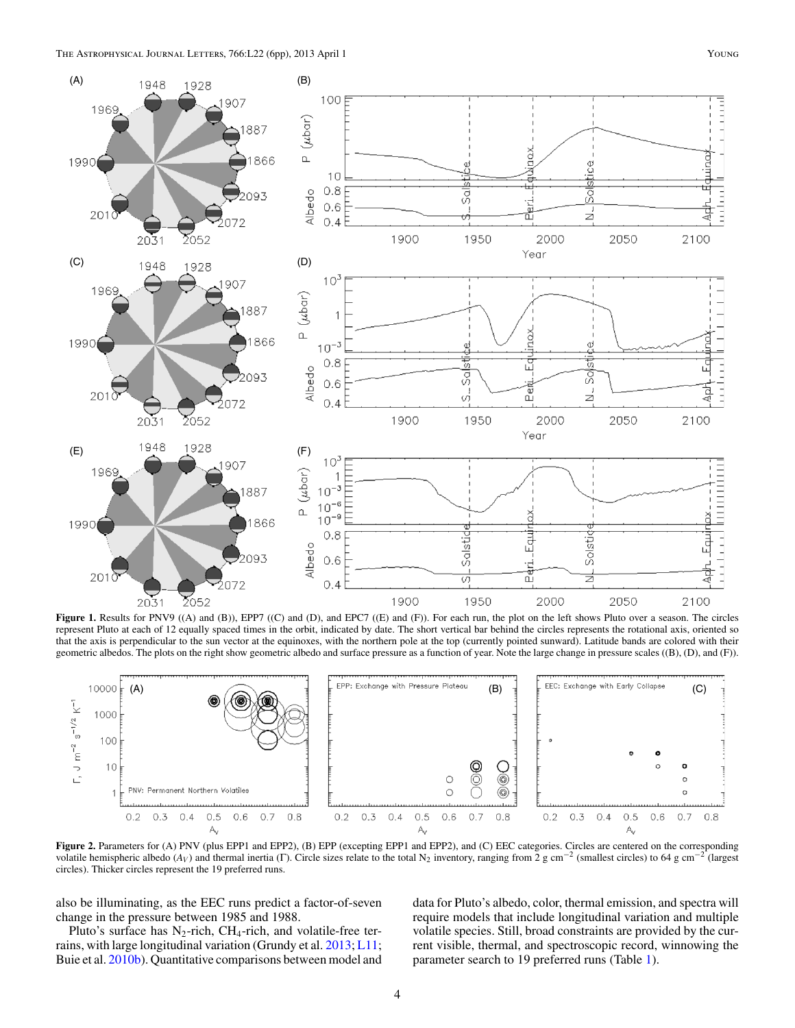**Figure 1.** Results for PNV9 ((A) and (B)), EPP7 ((C) and (D)), and EPC7 ((E) and (F)). For each run, the plot on the left shows Pluto over a season. The circles represent Pluto at each of 12 equally spaced times in the orbit, indicated by date. The short vertical bar behind the circles represents the rotational axis, oriented so that the axis is perpendicular to the sun vector at the equinoxes, with the northern pole at the top (currently pointed sunward). Latitude bands are colored with their geometric albedos. The plots on the right show geometric albedo and surface pressure as a function of year. Note the large change in pressure scales ((B), (D), and (F)).

**Figure 2.** Parameters for (A) PNV (plus EPP1 and EPP2), (B) EPP (excepting EPP1 and EPP2), and (C) EEC categories. Circles are centered on the corresponding volatile hemispheric albedo ($A_V$) and thermal inertia ($\Gamma$). Circle sizes relate to the total $N_2$ inventory, ranging from 2 g cm$^{-2}$ (smallest circles) to 64 g cm$^{-2}$ (largest circles). Thicker circles represent the 19 preferred runs.

also be illuminating, as the EEC runs predict a factor-of-seven change in the pressure between 1985 and 1988.

Pluto's surface has $N_2$-rich, $CH_4$-rich, and volatile-free terrains, with large longitudinal variation (Grundy et al. 2013; L11; Buie et al. 2010b). Quantitative comparisons between model and data for Pluto's albedo, color, thermal emission, and spectra will require models that include longitudinal variation and multiple volatile species. Still, broad constraints are provided by the current visible, thermal, and spectroscopic record, winnowing the parameter search to 19 preferred runs (Table 1).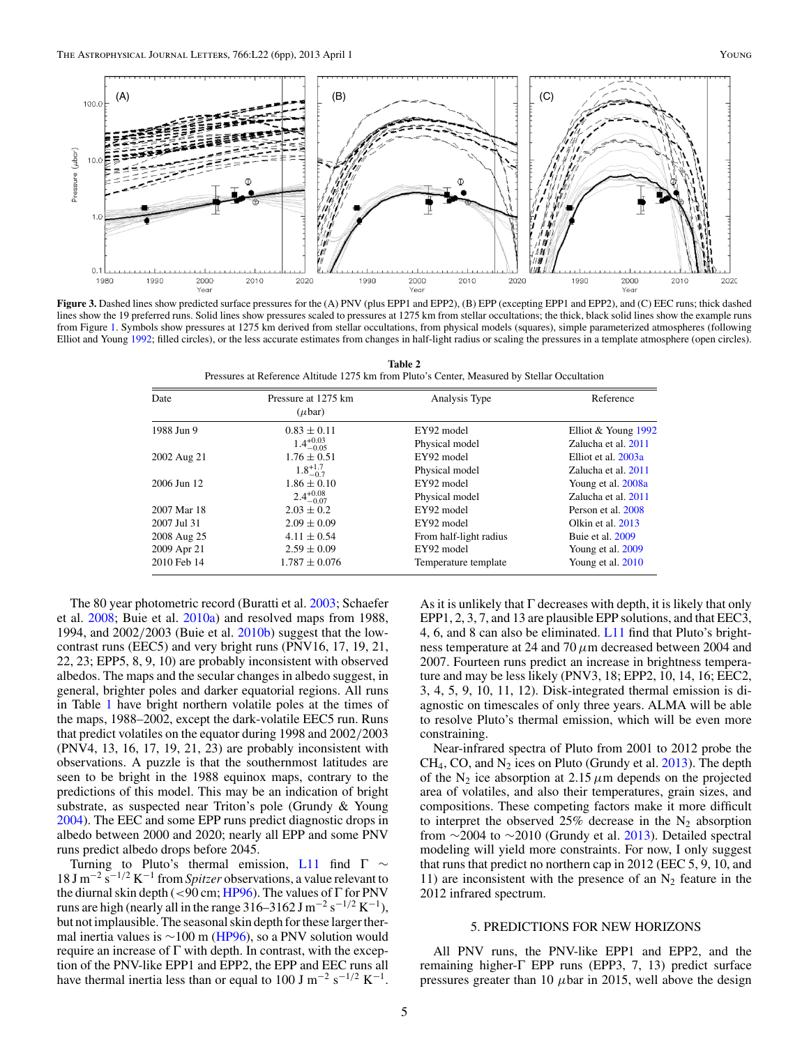**Figure 3.** Dashed lines show predicted surface pressures for the (A) PNV (plus EPP1 and EPP2), (B) EPP (excepting EPP1 and EPP2), and (C) EEC runs; thick dashed lines show the 19 preferred runs. Solid lines show pressures scaled to pressures at 1275 km from stellar occultations; the thick, black solid lines show the example runs from Figure 1. Symbols show pressures at 1275 km derived from stellar occultations, from physical models (squares), simple parameterized atmospheres (following Elliot and Young 1992; filled circles), or the less accurate estimates from changes in half-light radius or scaling the pressures in a template atmosphere (open circles).

**Table 2**
Pressures at Reference Altitude 1275 km from Pluto's Center, Measured by Stellar Occultation

| Date | Pressure at 1275 km ($\mu$bar) | Analysis Type | Reference |
|---|---|---|---|
| 1988 Jun 9 | $0.83 \pm 0.11$ | EY92 model | Elliot & Young 1992 |
| | $1.4^{+0.03}_{-0.05}$ | Physical model | Zalucha et al. 2011 |
| 2002 Aug 21 | $1.76 \pm 0.51$ | EY92 model | Elliot et al. 2003a |
| | $1.8^{+1.7}_{-0.7}$ | Physical model | Zalucha et al. 2011 |
| 2006 Jun 12 | $1.86 \pm 0.10$ | EY92 model | Young et al. 2008a |
| | $2.4^{+0.08}_{-0.07}$ | Physical model | Zalucha et al. 2011 |
| 2007 Mar 18 | $2.03 \pm 0.2$ | EY92 model | Person et al. 2008 |
| 2007 Jul 31 | $2.09 \pm 0.09$ | EY92 model | Olkin et al. 2013 |
| 2008 Aug 25 | $4.11 \pm 0.54$ | From half-light radius | Buie et al. 2009 |
| 2009 Apr 21 | $2.59 \pm 0.09$ | EY92 model | Young et al. 2009 |
| 2010 Feb 14 | $1.787 \pm 0.076$ | Temperature template | Young et al. 2010 |

The 80 year photometric record (Buratti et al. 2003; Schaefer et al. 2008; Buie et al. 2010a) and resolved maps from 1988, 1994, and 2002/2003 (Buie et al. 2010b) suggest that the low-contrast runs (EEC5) and very bright runs (PNV16, 17, 19, 21, 22, 23; EPP5, 8, 9, 10) are probably inconsistent with observed albedos. The maps and the secular changes in albedo suggest, in general, brighter poles and darker equatorial regions. All runs in Table 1 have bright northern volatile poles at the times of the maps, 1988–2002, except the dark-volatile EEC5 run. Runs that predict volatiles on the equator during 1998 and 2002/2003 (PNV4, 13, 16, 17, 19, 21, 23) are probably inconsistent with observations. A puzzle is that the southernmost latitudes are seen to be bright in the 1988 equinox maps, contrary to the predictions of this model. This may be an indication of bright substrate, as suspected near Triton's pole (Grundy & Young 2004). The EEC and some EPP runs predict diagnostic drops in albedo between 2000 and 2020; nearly all EPP and some PNV runs predict albedo drops before 2045.

Turning to Pluto's thermal emission, L11 find $\Gamma \sim 18\,\mathrm{J\,m^{-2}\,s^{-1/2}\,K^{-1}}$ from *Spitzer* observations, a value relevant to the diurnal skin depth (<90 cm; HP96). The values of $\Gamma$ for PNV runs are high (nearly all in the range 316–3162 $\mathrm{J\,m^{-2}\,s^{-1/2}\,K^{-1}}$), but not implausible. The seasonal skin depth for these larger thermal inertia values is ~100 m (HP96), so a PNV solution would require an increase of $\Gamma$ with depth. In contrast, with the exception of the PNV-like EPP1 and EPP2, the EPP and EEC runs all have thermal inertia less than or equal to 100 $\mathrm{J\,m^{-2}\,s^{-1/2}\,K^{-1}}$. As it is unlikely that $\Gamma$ decreases with depth, it is likely that only EPP1, 2, 3, 7, and 13 are plausible EPP solutions, and that EEC3, 4, 6, and 8 can also be eliminated. L11 find that Pluto's brightness temperature at 24 and 70 $\mu$m decreased between 2004 and 2007. Fourteen runs predict an increase in brightness temperature and may be less likely (PNV3, 18; EPP2, 10, 14, 16; EEC2, 3, 4, 5, 9, 10, 11, 12). Disk-integrated thermal emission is diagnostic on timescales of only three years. ALMA will be able to resolve Pluto's thermal emission, which will be even more constraining.

Near-infrared spectra of Pluto from 2001 to 2012 probe the $CH_4$, CO, and $N_2$ ices on Pluto (Grundy et al. 2013). The depth of the $N_2$ ice absorption at 2.15 $\mu$m depends on the projected area of volatiles, and also their temperatures, grain sizes, and compositions. These competing factors make it more difficult to interpret the observed 25% decrease in the $N_2$ absorption from ~2004 to ~2010 (Grundy et al. 2013). Detailed spectral modeling will yield more constraints. For now, I only suggest that runs that predict no northern cap in 2012 (EEC 5, 9, 10, and 11) are inconsistent with the presence of an $N_2$ feature in the 2012 infrared spectrum.

## 5. PREDICTIONS FOR NEW HORIZONS

All PNV runs, the PNV-like EPP1 and EPP2, and the remaining higher-$\Gamma$ EPP runs (EPP3, 7, 13) predict surface pressures greater than 10 $\mu$bar in 2015, well above the design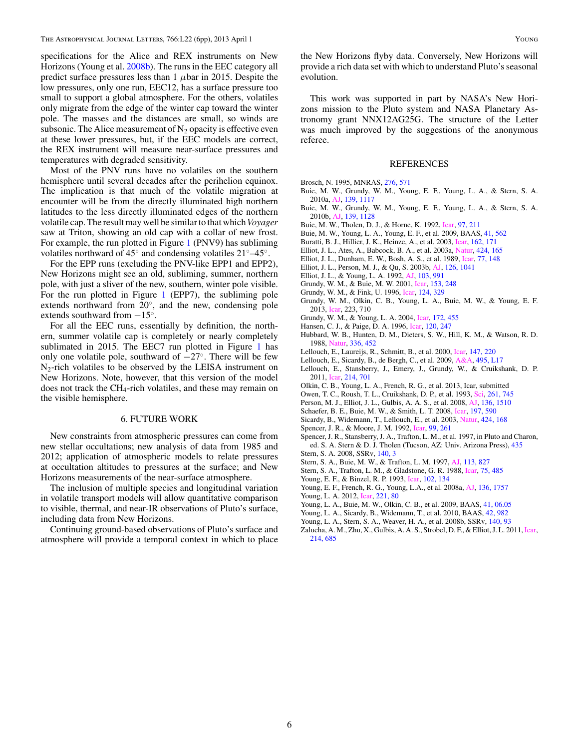specifications for the Alice and REX instruments on New Horizons (Young et al. 2008b). The runs in the EEC category all predict surface pressures less than 1 $\mu$bar in 2015. Despite the low pressures, only one run, EEC12, has a surface pressure too small to support a global atmosphere. For the others, volatiles only migrate from the edge of the winter cap toward the winter pole. The masses and the distances are small, so winds are subsonic. The Alice measurement of $N_2$ opacity is effective even at these lower pressures, but, if the EEC models are correct, the REX instrument will measure near-surface pressures and temperatures with degraded sensitivity.

Most of the PNV runs have no volatiles on the southern hemisphere until several decades after the perihelion equinox. The implication is that much of the volatile migration at encounter will be from the directly illuminated high northern latitudes to the less directly illuminated edges of the northern volatile cap. The result may well be similar to that which *Voyager* saw at Triton, showing an old cap with a collar of new frost. For example, the run plotted in Figure 1 (PNV9) has subliming volatiles northward of 45° and condensing volatiles 21°–45°.

For the EPP runs (excluding the PNV-like EPP1 and EPP2), New Horizons might see an old, subliming, summer, northern pole, with just a sliver of the new, southern, winter pole visible. For the run plotted in Figure 1 (EPP7), the subliming pole extends northward from 20°, and the new, condensing pole extends southward from −15°.

For all the EEC runs, essentially by definition, the northern, summer volatile cap is completely or nearly completely sublimated in 2015. The EEC7 run plotted in Figure 1 has only one volatile pole, southward of −27°. There will be few $N_2$-rich volatiles to be observed by the LEISA instrument on New Horizons. Note, however, that this version of the model does not track the $CH_4$-rich volatiles, and these may remain on the visible hemisphere.

## 6. FUTURE WORK

New constraints from atmospheric pressures can come from new stellar occultations; new analysis of data from 1985 and 2012; application of atmospheric models to relate pressures at occultation altitudes to pressures at the surface; and New Horizons measurements of the near-surface atmosphere.

The inclusion of multiple species and longitudinal variation in volatile transport models will allow quantitative comparison to visible, thermal, and near-IR observations of Pluto's surface, including data from New Horizons.

Continuing ground-based observations of Pluto's surface and atmosphere will provide a temporal context in which to place the New Horizons flyby data. Conversely, New Horizons will provide a rich data set with which to understand Pluto's seasonal evolution.

This work was supported in part by NASA's New Horizons mission to the Pluto system and NASA Planetary Astronomy grant NNX12AG25G. The structure of the Letter was much improved by the suggestions of the anonymous referee.

## REFERENCES

Brosch, N. 1995, MNRAS, 276, 571
Buie, M. W., Grundy, W. M., Young, E. F., Young, L. A., & Stern, S. A. 2010a, AJ, 139, 1117
Buie, M. W., Grundy, W. M., Young, E. F., Young, L. A., & Stern, S. A. 2010b, AJ, 139, 1128
Buie, M. W., Tholen, D. J., & Horne, K. 1992, Icar, 97, 211
Buie, M. W., Young, L. A., Young, E. F., et al. 2009, BAAS, 41, 562
Buratti, B. J., Hillier, J. K., Heinze, A., et al. 2003, Icar, 162, 171
Elliot, J. L., Ates, A., Babcock, B. A., et al. 2003a, Natur, 424, 165
Elliot, J. L., Dunham, E. W., Bosh, A. S., et al. 1989, Icar, 77, 148
Elliot, J. L., Person, M. J., & Qu, S. 2003b, AJ, 126, 1041
Elliot, J. L., & Young, L. A. 1992, AJ, 103, 991
Grundy, W. M., & Buie, M. W. 2001, Icar, 153, 248
Grundy, W. M., & Fink, U. 1996, Icar, 124, 329
Grundy, W. M., Olkin, C. B., Young, L. A., Buie, M. W., & Young, E. F. 2013, Icar, 223, 710
Grundy, W. M., & Young, L. A. 2004, Icar, 172, 455
Hansen, C. J., & Paige, D. A. 1996, Icar, 120, 247
Hubbard, W. B., Hunten, D. M., Dieters, S. W., Hill, K. M., & Watson, R. D. 1988, Natur, 336, 452
Lellouch, E., Laureijs, R., Schmitt, B., et al. 2000, Icar, 147, 220
Lellouch, E., Sicardy, B., de Bergh, C., et al. 2009, A&A, 495, L17
Lellouch, E., Stansberry, J., Emery, J., Grundy, W., & Cruikshank, D. P. 2011, Icar, 214, 701
Olkin, C. B., Young, L. A., French, R. G., et al. 2013, Icar, submitted
Owen, T. C., Roush, T. L., Cruikshank, D. P., et al. 1993, Sci, 261, 745
Person, M. J., Elliot, J. L., Gulbis, A. A. S., et al. 2008, AJ, 136, 1510
Schaefer, B. E., Buie, M. W., & Smith, L. T. 2008, Icar, 197, 590
Sicardy, B., Widemann, T., Lellouch, E., et al. 2003, Natur, 424, 168
Spencer, J. R., & Moore, J. M. 1992, Icar, 99, 261
Spencer, J. R., Stansberry, J. A., Trafton, L. M., et al. 1997, in Pluto and Charon, ed. S. A. Stern & D. J. Tholen (Tucson, AZ: Univ. Arizona Press), 435
Stern, S. A. 2008, SSRv, 140, 3
Stern, S. A., Buie, M. W., & Trafton, L. M. 1997, AJ, 113, 827
Stern, S. A., Trafton, L. M., & Gladstone, G. R. 1988, Icar, 75, 485
Young, E. F., & Binzel, R. P. 1993, Icar, 102, 134
Young, E. F., French, R. G., Young, L.A., et al. 2008a, AJ, 136, 1757
Young, L. A. 2012, Icar, 221, 80
Young, L. A., Buie, M. W., Olkin, C. B., et al. 2009, BAAS, 41, 06.05
Young, L. A., Sicardy, B., Widemann, T., et al. 2010, BAAS, 42, 982
Young, L. A., Stern, S. A., Weaver, H. A., et al. 2008b, SSRv, 140, 93
Zalucha, A. M., Zhu, X., Gulbis, A. A. S., Strobel, D. F., & Elliot, J. L. 2011, Icar, 214, 685